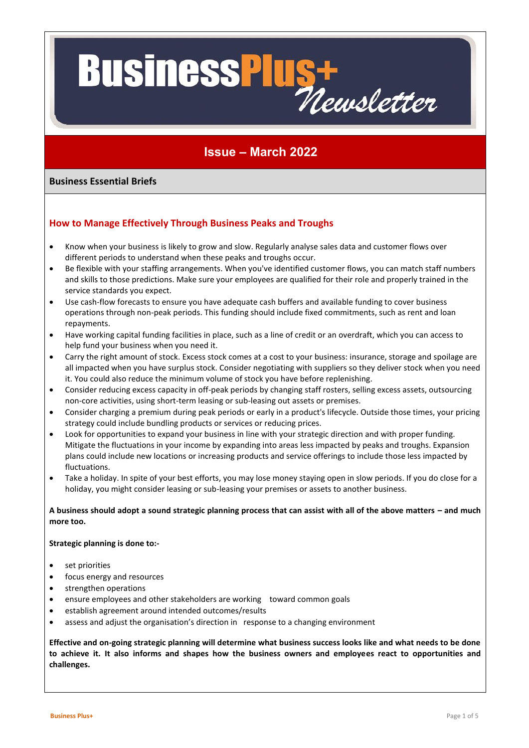# BusinessPlus+ Newsletter

## Issue – March 2022

### Business Essential Briefs

### How to Manage Effectively Through Business Peaks and Troughs

- Know when your business is likely to grow and slow. Regularly analyse sales data and customer flows over different periods to understand when these peaks and troughs occur.
- Be flexible with your staffing arrangements. When you've identified customer flows, you can match staff numbers and skills to those predictions. Make sure your employees are qualified for their role and properly trained in the service standards you expect.
- Use cash-flow forecasts to ensure you have adequate cash buffers and available funding to cover business operations through non-peak periods. This funding should include fixed commitments, such as rent and loan repayments.
- Have working capital funding facilities in place, such as a line of credit or an overdraft, which you can access to help fund your business when you need it.
- Carry the right amount of stock. Excess stock comes at a cost to your business: insurance, storage and spoilage are all impacted when you have surplus stock. Consider negotiating with suppliers so they deliver stock when you need it. You could also reduce the minimum volume of stock you have before replenishing.
- Consider reducing excess capacity in off-peak periods by changing staff rosters, selling excess assets, outsourcing non-core activities, using short-term leasing or sub-leasing out assets or premises.
- Consider charging a premium during peak periods or early in a product's lifecycle. Outside those times, your pricing strategy could include bundling products or services or reducing prices.
- Look for opportunities to expand your business in line with your strategic direction and with proper funding. Mitigate the fluctuations in your income by expanding into areas less impacted by peaks and troughs. Expansion plans could include new locations or increasing products and service offerings to include those less impacted by fluctuations.
- Take a holiday. In spite of your best efforts, you may lose money staying open in slow periods. If you do close for a holiday, you might consider leasing or sub-leasing your premises or assets to another business.

**A business should adopt a sound strategic planning process that can assist with all of the above matters – and much more too.**

**Strategic planning is done to:-**

- set priorities
- focus energy and resources
- strengthen operations
- ensure employees and other stakeholders are working toward common goals
- establish agreement around intended outcomes/results
- assess and adjust the organisation's direction in response to a changing environment

**Effective and on-going strategic planning will determine what business success looks like and what needs to be done to achieve it. It also informs and shapes how the business owners and employees react to opportunities and challenges.**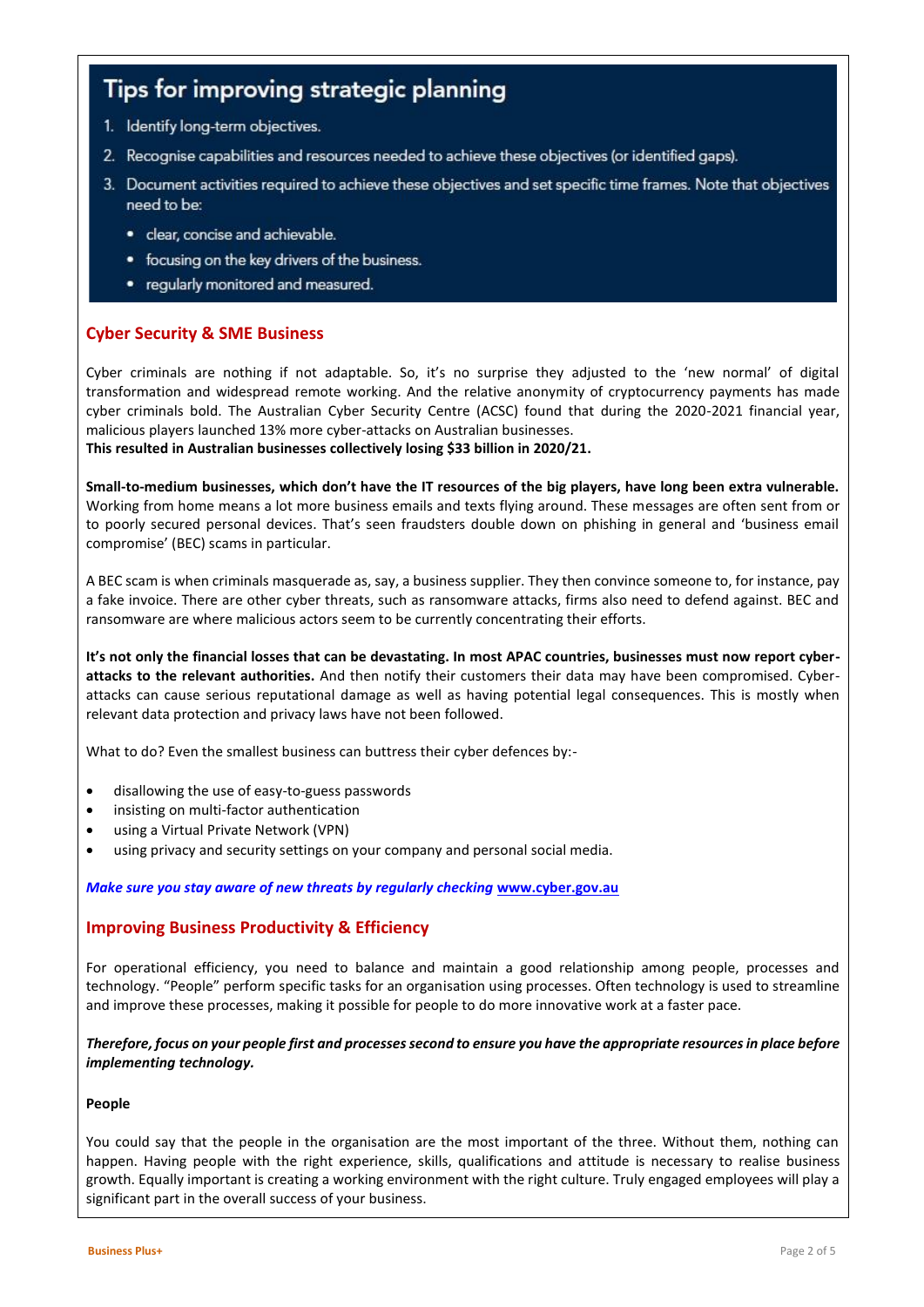## Tips for improving strategic planning

1. Identify long-term objectives.
2. Recognise capabilities and resources needed to achieve these objectives (or identified gaps).
3. Document activities required to achieve these objectives and set specific time frames. Note that objectives need to be:
   - clear, concise and achievable.
   - focusing on the key drivers of the business.
   - regularly monitored and measured.

## Cyber Security & SME Business

Cyber criminals are nothing if not adaptable. So, it's no surprise they adjusted to the 'new normal' of digital transformation and widespread remote working. And the relative anonymity of cryptocurrency payments has made cyber criminals bold. The Australian Cyber Security Centre (ACSC) found that during the 2020-2021 financial year, malicious players launched 13% more cyber-attacks on Australian businesses.
**This resulted in Australian businesses collectively losing $33 billion in 2020/21.**

**Small-to-medium businesses, which don't have the IT resources of the big players, have long been extra vulnerable.** Working from home means a lot more business emails and texts flying around. These messages are often sent from or to poorly secured personal devices. That's seen fraudsters double down on phishing in general and 'business email compromise' (BEC) scams in particular.

A BEC scam is when criminals masquerade as, say, a business supplier. They then convince someone to, for instance, pay a fake invoice. There are other cyber threats, such as ransomware attacks, firms also need to defend against. BEC and ransomware are where malicious actors seem to be currently concentrating their efforts.

**It's not only the financial losses that can be devastating. In most APAC countries, businesses must now report cyber-attacks to the relevant authorities.** And then notify their customers their data may have been compromised. Cyber-attacks can cause serious reputational damage as well as having potential legal consequences. This is mostly when relevant data protection and privacy laws have not been followed.

What to do? Even the smallest business can buttress their cyber defences by:-

- disallowing the use of easy-to-guess passwords
- insisting on multi-factor authentication
- using a Virtual Private Network (VPN)
- using privacy and security settings on your company and personal social media.

***Make sure you stay aware of new threats by regularly checking*** **www.cyber.gov.au**

## Improving Business Productivity & Efficiency

For operational efficiency, you need to balance and maintain a good relationship among people, processes and technology. "People" perform specific tasks for an organisation using processes. Often technology is used to streamline and improve these processes, making it possible for people to do more innovative work at a faster pace.

***Therefore, focus on your people first and processes second to ensure you have the appropriate resources in place before implementing technology.***

**People**

You could say that the people in the organisation are the most important of the three. Without them, nothing can happen. Having people with the right experience, skills, qualifications and attitude is necessary to realise business growth. Equally important is creating a working environment with the right culture. Truly engaged employees will play a significant part in the overall success of your business.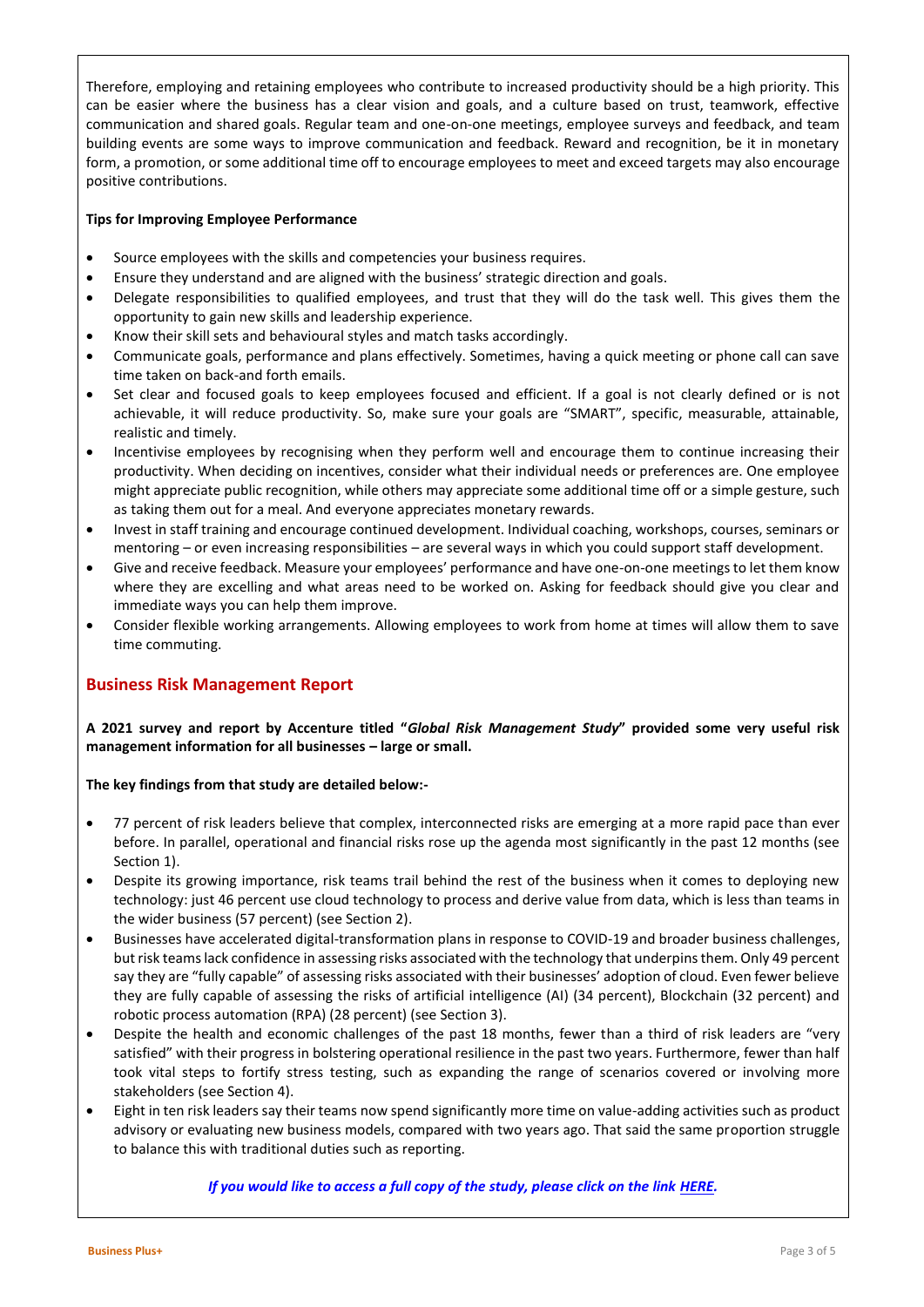Therefore, employing and retaining employees who contribute to increased productivity should be a high priority. This can be easier where the business has a clear vision and goals, and a culture based on trust, teamwork, effective communication and shared goals. Regular team and one-on-one meetings, employee surveys and feedback, and team building events are some ways to improve communication and feedback. Reward and recognition, be it in monetary form, a promotion, or some additional time off to encourage employees to meet and exceed targets may also encourage positive contributions.

**Tips for Improving Employee Performance**

- Source employees with the skills and competencies your business requires.
- Ensure they understand and are aligned with the business' strategic direction and goals.
- Delegate responsibilities to qualified employees, and trust that they will do the task well. This gives them the opportunity to gain new skills and leadership experience.
- Know their skill sets and behavioural styles and match tasks accordingly.
- Communicate goals, performance and plans effectively. Sometimes, having a quick meeting or phone call can save time taken on back-and forth emails.
- Set clear and focused goals to keep employees focused and efficient. If a goal is not clearly defined or is not achievable, it will reduce productivity. So, make sure your goals are "SMART", specific, measurable, attainable, realistic and timely.
- Incentivise employees by recognising when they perform well and encourage them to continue increasing their productivity. When deciding on incentives, consider what their individual needs or preferences are. One employee might appreciate public recognition, while others may appreciate some additional time off or a simple gesture, such as taking them out for a meal. And everyone appreciates monetary rewards.
- Invest in staff training and encourage continued development. Individual coaching, workshops, courses, seminars or mentoring – or even increasing responsibilities – are several ways in which you could support staff development.
- Give and receive feedback. Measure your employees' performance and have one-on-one meetings to let them know where they are excelling and what areas need to be worked on. Asking for feedback should give you clear and immediate ways you can help them improve.
- Consider flexible working arrangements. Allowing employees to work from home at times will allow them to save time commuting.

## Business Risk Management Report

**A 2021 survey and report by Accenture titled "*Global Risk Management Study*" provided some very useful risk management information for all businesses – large or small.**

**The key findings from that study are detailed below:-**

- 77 percent of risk leaders believe that complex, interconnected risks are emerging at a more rapid pace than ever before. In parallel, operational and financial risks rose up the agenda most significantly in the past 12 months (see Section 1).
- Despite its growing importance, risk teams trail behind the rest of the business when it comes to deploying new technology: just 46 percent use cloud technology to process and derive value from data, which is less than teams in the wider business (57 percent) (see Section 2).
- Businesses have accelerated digital-transformation plans in response to COVID-19 and broader business challenges, but risk teams lack confidence in assessing risks associated with the technology that underpins them. Only 49 percent say they are "fully capable" of assessing the risks associated with their businesses' adoption of cloud. Even fewer believe they are fully capable of assessing the risks of artificial intelligence (AI) (34 percent), Blockchain (32 percent) and robotic process automation (RPA) (28 percent) (see Section 3).
- Despite the health and economic challenges of the past 18 months, fewer than a third of risk leaders are "very satisfied" with their progress in bolstering operational resilience in the past two years. Furthermore, fewer than half took vital steps to fortify stress testing, such as expanding the range of scenarios covered or involving more stakeholders (see Section 4).
- Eight in ten risk leaders say their teams now spend significantly more time on value-adding activities such as product advisory or evaluating new business models, compared with two years ago. That said the same proportion struggle to balance this with traditional duties such as reporting.

***If you would like to access a full copy of the study, please click on the link HERE.***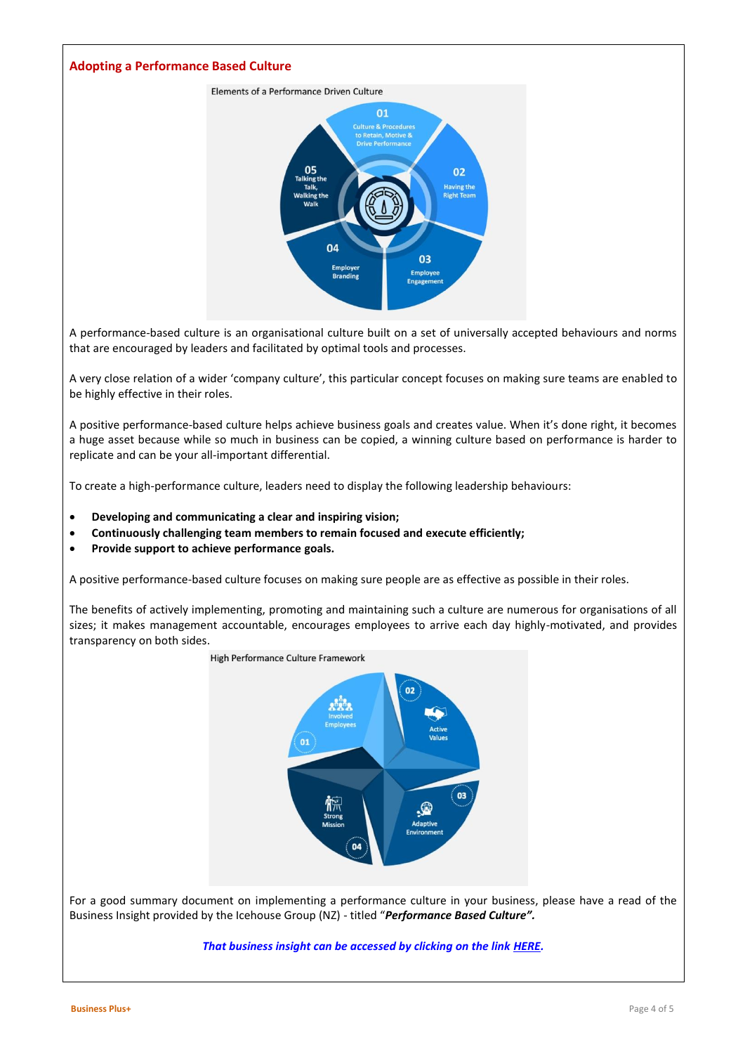## Adopting a Performance Based Culture

Elements of a Performance Driven Culture

A performance-based culture is an organisational culture built on a set of universally accepted behaviours and norms that are encouraged by leaders and facilitated by optimal tools and processes.

A very close relation of a wider 'company culture', this particular concept focuses on making sure teams are enabled to be highly effective in their roles.

A positive performance-based culture helps achieve business goals and creates value. When it's done right, it becomes a huge asset because while so much in business can be copied, a winning culture based on performance is harder to replicate and can be your all-important differential.

To create a high-performance culture, leaders need to display the following leadership behaviours:

- **Developing and communicating a clear and inspiring vision;**
- **Continuously challenging team members to remain focused and execute efficiently;**
- **Provide support to achieve performance goals.**

A positive performance-based culture focuses on making sure people are as effective as possible in their roles.

The benefits of actively implementing, promoting and maintaining such a culture are numerous for organisations of all sizes; it makes management accountable, encourages employees to arrive each day highly-motivated, and provides transparency on both sides.

High Performance Culture Framework

For a good summary document on implementing a performance culture in your business, please have a read of the Business Insight provided by the Icehouse Group (NZ) - titled "***Performance Based Culture".***

***That business insight can be accessed by clicking on the link HERE.***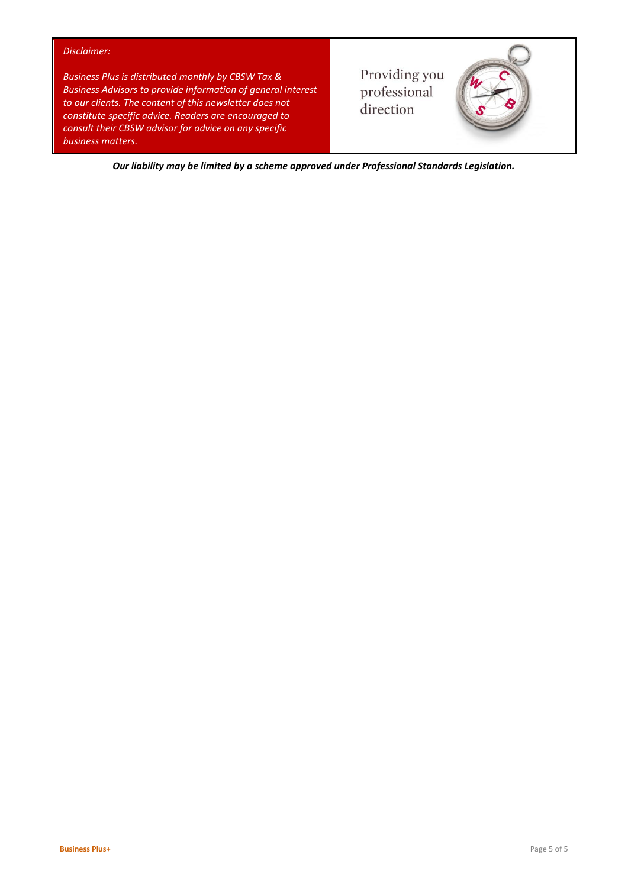*Disclaimer:*

*Business Plus is distributed monthly by CBSW Tax & Business Advisors to provide information of general interest to our clients. The content of this newsletter does not constitute specific advice. Readers are encouraged to consult their CBSW advisor for advice on any specific business matters.*

Providing you professional direction

***Our liability may be limited by a scheme approved under Professional Standards Legislation.***